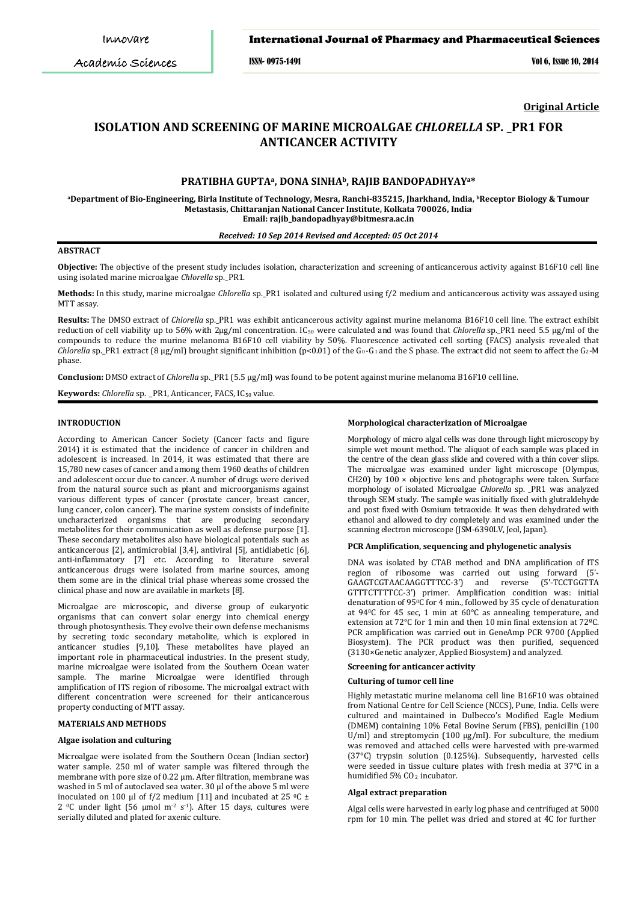**Original Article**

# ISOLATION AND SCREENING OF MARINE MICROALGAE *CHLORELLA* SP. _PR1 FOR ANTICANCER ACTIVITY

**PRATIBHA GUPTA[a], DONA SINHA[b], RAJIB BANDOPADHYAY[a]***

[a]Department of Bio-Engineering, Birla Institute of Technology, Mesra, Ranchi-835215, Jharkhand, India, [b]Receptor Biology & Tumour Metastasis, Chittaranjan National Cancer Institute, Kolkata 700026, India.
Email: rajib_bandopadhyay@bitmesra.ac.in

*Received: 10 Sep 2014 Revised and Accepted: 05 Oct 2014*

## ABSTRACT

**Objective:** The objective of the present study includes isolation, characterization and screening of anticancerous activity against B16F10 cell line using isolated marine microalgae *Chlorella* sp._PR1.

**Methods:** In this study, marine microalgae *Chlorella* sp._PR1 isolated and cultured using f/2 medium and anticancerous activity was assayed using MTT assay.

**Results:** The DMSO extract of *Chlorella* sp._PR1 was exhibit anticancerous activity against murine melanoma B16F10 cell line. The extract exhibit reduction of cell viability up to 56% with 2µg/ml concentration. $IC_{50}$ were calculated and was found that *Chlorella* sp._PR1 need 5.5 µg/ml of the compounds to reduce the murine melanoma B16F10 cell viability by 50%. Fluorescence activated cell sorting (FACS) analysis revealed that *Chlorella* sp._PR1 extract (8 µg/ml) brought significant inhibition ($p<0.01$) of the $G_0$-$G_1$ and the S phase. The extract did not seem to affect the $G_2$-M phase.

**Conclusion:** DMSO extract of *Chlorella* sp._PR1 (5.5 µg/ml) was found to be potent against murine melanoma B16F10 cell line.

**Keywords:** *Chlorella* sp. _PR1, Anticancer, FACS, $IC_{50}$ value.

## INTRODUCTION

According to American Cancer Society (Cancer facts and figure 2014) it is estimated that the incidence of cancer in children and adolescent is increased. In 2014, it was estimated that there are 15,780 new cases of cancer and among them 1960 deaths of children and adolescent occur due to cancer. A number of drugs were derived from the natural source such as plant and microorganisms against various different types of cancer (prostate cancer, breast cancer, lung cancer, colon cancer). The marine system consists of indefinite uncharacterized organisms that are producing secondary metabolites for their communication as well as defense purpose [1]. These secondary metabolites also have biological potentials such as anticancerous [2], antimicrobial [3,4], antiviral [5], antidiabetic [6], anti-inflammatory [7] etc. According to literature several anticancerous drugs were isolated from marine sources, among them some are in the clinical trial phase whereas some crossed the clinical phase and now are available in markets [8].

Microalgae are microscopic, and diverse group of eukaryotic organisms that can convert solar energy into chemical energy through photosynthesis. They evolve their own defense mechanisms by secreting toxic secondary metabolite, which is explored in anticancer studies [9,10]. These metabolites have played an important role in pharmaceutical industries. In the present study, marine microalgae were isolated from the Southern Ocean water sample. The marine Microalgae were identified through amplification of ITS region of ribosome. The microalgal extract with different concentration were screened for their anticancerous property conducting of MTT assay.

## MATERIALS AND METHODS

### Algae isolation and culturing

Microalgae were isolated from the Southern Ocean (Indian sector) water sample. 250 ml of water sample was filtered through the membrane with pore size of 0.22 µm. After filtration, membrane was washed in 5 ml of autoclaved sea water. 30 µl of the above 5 ml were inoculated on 100 µl of f/2 medium [11] and incubated at 25 °C ± 2 °C under light (56 µmol $m^{-2}$ $s^{-1}$). After 15 days, cultures were serially diluted and plated for axenic culture.

### Morphological characterization of Microalgae

Morphology of micro algal cells was done through light microscopy by simple wet mount method. The aliquot of each sample was placed in the centre of the clean glass slide and covered with a thin cover slips. The microalgae was examined under light microscope (Olympus, CH20) by 100 × objective lens and photographs were taken. Surface morphology of isolated Microalgae *Chlorella* sp. _PR1 was analyzed through SEM study. The sample was initially fixed with glutraldehyde and post fixed with Osmium tetraoxide. It was then dehydrated with ethanol and allowed to dry completely and was examined under the scanning electron microscope (JSM-6390LV, Jeol, Japan).

### PCR Amplification, sequencing and phylogenetic analysis

DNA was isolated by CTAB method and DNA amplification of ITS region of ribosome was carried out using forward (5'-GAAGTCGTAACAAGGTTTCC-3') and reverse (5'-TCCTGGTTA GTTTCTTTTCC-3') primer. Amplification condition was: initial denaturation of 95°C for 4 min., followed by 35 cycle of denaturation at 94°C for 45 sec, 1 min at 60°C as annealing temperature, and extension at 72°C for 1 min and then 10 min final extension at 72°C. PCR amplification was carried out in GeneAmp PCR 9700 (Applied Biosystem). The PCR product was then purified, sequenced (3130×Genetic analyzer, Applied Biosystem) and analyzed.

### Screening for anticancer activity

### Culturing of tumor cell line

Highly metastatic murine melanoma cell line B16F10 was obtained from National Centre for Cell Science (NCCS), Pune, India. Cells were cultured and maintained in Dulbecco's Modified Eagle Medium (DMEM) containing 10% Fetal Bovine Serum (FBS), penicillin (100 U/ml) and streptomycin (100 µg/ml). For subculture, the medium was removed and attached cells were harvested with pre-warmed (37°C) trypsin solution (0.125%). Subsequently, harvested cells were seeded in tissue culture plates with fresh media at 37°C in a humidified 5% $CO_2$ incubator.

### Algal extract preparation

Algal cells were harvested in early log phase and centrifuged at 5000 rpm for 10 min. The pellet was dried and stored at 4C for further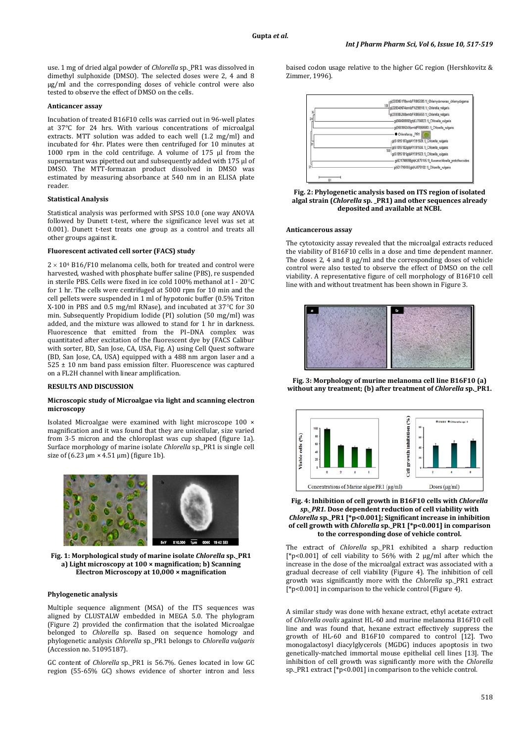use. 1 mg of dried algal powder of *Chlorella* sp._PR1 was dissolved in dimethyl sulphoxide (DMSO). The selected doses were 2, 4 and 8 μg/ml and the corresponding doses of vehicle control were also tested to observe the effect of DMSO on the cells.

#### Anticancer assay

Incubation of treated B16F10 cells was carried out in 96-well plates at 37°C for 24 hrs. With various concentrations of microalgal extracts. MTT solution was added to each well (1.2 mg/ml) and incubated for 4hr. Plates were then centrifuged for 10 minutes at 1000 rpm in the cold centrifuge. A volume of 175 μl from the supernatant was pipetted out and subsequently added with 175 μl of DMSO. The MTT-formazan product dissolved in DMSO was estimated by measuring absorbance at 540 nm in an ELISA plate reader.

#### Statistical Analysis

Statistical analysis was performed with SPSS 10.0 (one way ANOVA followed by Dunett t-test, where the significance level was set at 0.001). Dunett t-test treats one group as a control and treats all other groups against it.

#### Fluorescent activated cell sorter (FACS) study

$2 \times 10^4$ B16/F10 melanoma cells, both for treated and control were harvested, washed with phosphate buffer saline (PBS), re suspended in sterile PBS. Cells were fixed in ice cold 100% methanol at l - 20°C for 1 hr. The cells were centrifuged at 5000 rpm for 10 min and the cell pellets were suspended in 1 ml of hypotonic buffer (0.5% Triton X-100 in PBS and 0.5 mg/ml RNase), and incubated at 37°C for 30 min. Subsequently Propidium Iodide (PI) solution (50 mg/ml) was added, and the mixture was allowed to stand for 1 hr in darkness. Fluorescence that emitted from the PI–DNA complex was quantitated after excitation of the fluorescent dye by (FACS Calibur with sorter, BD, San Jose, CA, USA, Fig. A) using Cell Quest software (BD, San Jose, CA, USA) equipped with a 488 nm argon laser and a 525 ± 10 nm band pass emission filter. Fluorescence was captured on a FL2H channel with linear amplification.

## RESULTS AND DISCUSSION

#### Microscopic study of Microalgae via light and scanning electron microscopy

Isolated Microalgae were examined with light microscope 100 × magnification and it was found that they are unicellular, size varied from 3-5 micron and the chloroplast was cup shaped (figure 1a). Surface morphology of marine isolate *Chlorella* sp._PR1 is single cell size of (6.23 μm × 4.51 μm) (figure 1b).

**Fig. 1: Morphological study of marine isolate *Chlorella* sp._PR1 a) Light microscopy at 100 × magnification; b) Scanning Electron Microscopy at 10,000 × magnification**

#### Phylogenetic analysis

Multiple sequence alignment (MSA) of the ITS sequences was aligned by CLUSTALW embedded in MEGA 5.0. The phylogram (Figure 2) provided the confirmation that the isolated Microalgae belonged to *Chlorella* sp. Based on sequence homology and phylogenetic analysis *Chlorella* sp._PR1 belongs to *Chlorella vulgaris* (Accession no. 51095187).

GC content of *Chlorella* sp._PR1 is 56.7%. Genes located in low GC region (55-65% GC) shows evidence of shorter intron and less baised codon usage relative to the higher GC region (Hershkovitz & Zimmer, 1996).

**Fig. 2: Phylogenetic analysis based on ITS region of isolated algal strain (*Chlorella* sp. _PR1) and other sequences already deposited and available at NCBI.**

#### Anticancerous assay

The cytotoxicity assay revealed that the microalgal extracts reduced the viability of B16F10 cells in a dose and time dependent manner. The doses 2, 4 and 8 μg/ml and the corresponding doses of vehicle control were also tested to observe the effect of DMSO on the cell viability. A representative figure of cell morphology of B16F10 cell line with and without treatment has been shown in Figure 3.

**Fig. 3: Morphology of murine melanoma cell line B16F10 (a) without any treatment; (b) after treatment of *Chlorella* sp._PR1.**

**Fig. 4: Inhibition of cell growth in B16F10 cells with *Chlorella sp._PR1*. Dose dependent reduction of cell viability with *Chlorella* sp._PR1 [*p<0.001]; Significant increase in inhibition of cell growth with *Chlorella* sp._PR1 [*p<0.001] in comparison to the corresponding dose of vehicle control.**

The extract of *Chlorella* sp._PR1 exhibited a sharp reduction [*p<0.001] of cell viability to 56% with 2 μg/ml after which the increase in the dose of the microalgal extract was associated with a gradual decrease of cell viability (Figure 4). The inhibition of cell growth was significantly more with the *Chlorella* sp._PR1 extract [*p<0.001] in comparison to the vehicle control (Figure 4).

A similar study was done with hexane extract, ethyl acetate extract of *Chlorella ovalis* against HL-60 and murine melanoma B16F10 cell line and was found that, hexane extract effectively suppress the growth of HL-60 and B16F10 compared to control [12]. Two monogalactosyl diacylglycerols (MGDG) induces apoptosis in two genetically-matched immortal mouse epithelial cell lines [13]. The inhibition of cell growth was significantly more with the *Chlorella* sp._PR1 extract [*p<0.001] in comparison to the vehicle control.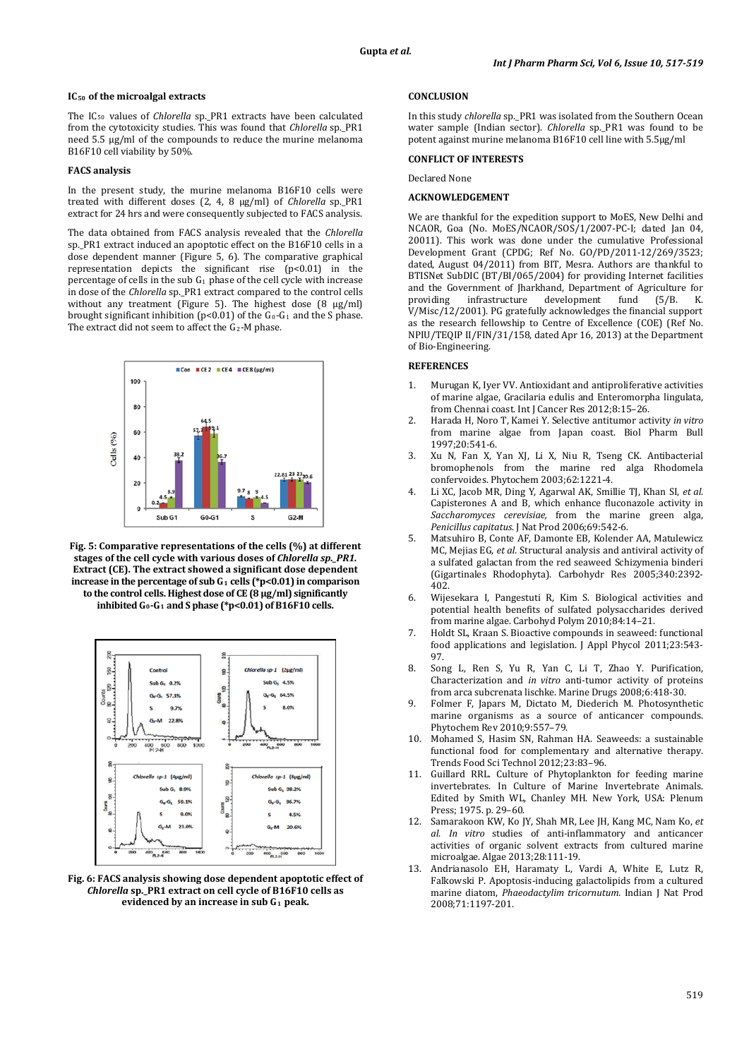### $IC_{50}$ of the microalgal extracts

The $IC_{50}$ values of *Chlorella* sp._PR1 extracts have been calculated from the cytotoxicity studies. This was found that *Chlorella* sp._PR1 need 5.5 µg/ml of the compounds to reduce the murine melanoma B16F10 cell viability by 50%.

### FACS analysis

In the present study, the murine melanoma B16F10 cells were treated with different doses (2, 4, 8 µg/ml) of *Chlorella* sp._PR1 extract for 24 hrs and were consequently subjected to FACS analysis.

The data obtained from FACS analysis revealed that the *Chlorella* sp._PR1 extract induced an apoptotic effect on the B16F10 cells in a dose dependent manner (Figure 5, 6). The comparative graphical representation depicts the significant rise ($p<0.01$) in the percentage of cells in the sub $G_1$ phase of the cell cycle with increase in dose of the *Chlorella* sp._PR1 extract compared to the control cells without any treatment (Figure 5). The highest dose (8 µg/ml) brought significant inhibition ($p<0.01$) of the $G_0$-$G_1$ and the S phase. The extract did not seem to affect the $G_2$-M phase.

Con CE2 CE4 CE8 (µg/ml)

Cells (%)

100
80
60
40
20
0

0.2 4.5 8.9 38.2
57.3 64.5 59.1 36.7
9.7 8 9 4.5
22.81 23 23 20.6

Sub G1 G0-G1 S G2-M

**Fig. 5: Comparative representations of the cells (%) at different stages of the cell cycle with various doses of *Chlorella sp._PR1.* Extract (CE). The extract showed a significant dose dependent increase in the percentage of sub $G_1$ cells (*p<0.01) in comparison to the control cells. Highest dose of CE (8 µg/ml) significantly inhibited $G_0$-$G_1$ and S phase (*p<0.01) of B16F10 cells.**

Control
Sub $G_1$ 0.2%
$G_0$-$G_1$ 57.3%
S 9.7%
$G_2$-M 22.8%

Chlorella sp-1 (2µg/ml)
Sub $G_1$ 4.5%
$G_0$-$G_1$ 64.5%
S 8.0%

Chlorella sp-1 (4µg/ml)
Sub $G_1$ 8.9%
$G_0$-$G_1$ 59.1%
S 9.0%
$G_2$-M 23.0%

Chlorella sp-1 (8µg/ml)
Sub $G_1$ 38.2%
$G_0$-$G_1$ 36.7%
S 4.5%
$G_2$-M 20.6%

Counts
FL2-H

**Fig. 6: FACS analysis showing dose dependent apoptotic effect of *Chlorella* sp._PR1 extract on cell cycle of B16F10 cells as evidenced by an increase in sub $G_1$ peak.**

## CONCLUSION

In this study *chlorella* sp._PR1 was isolated from the Southern Ocean water sample (Indian sector). *Chlorella* sp._PR1 was found to be potent against murine melanoma B16F10 cell line with 5.5µg/ml

## CONFLICT OF INTERESTS

Declared None

## ACKNOWLEDGEMENT

We are thankful for the expedition support to MoES, New Delhi and NCAOR, Goa (No. MoES/NCAOR/SOS/1/2007-PC-I; dated Jan 04, 20011). This work was done under the cumulative Professional Development Grant (CPDG; Ref No. GO/PD/2011-12/269/3523; dated, August 04/2011) from BIT, Mesra. Authors are thankful to BTISNet SubDIC (BT/BI/065/2004) for providing Internet facilities and the Government of Jharkhand, Department of Agriculture for providing infrastructure development fund (5/B. K. V/Misc/12/2001). PG gratefully acknowledges the financial support as the research fellowship to Centre of Excellence (COE) (Ref No. NPIU/TEQIP II/FIN/31/158, dated Apr 16, 2013) at the Department of Bio-Engineering.

## REFERENCES

1. Murugan K, Iyer VV. Antioxidant and antiproliferative activities of marine algae, Gracilaria edulis and Enteromorpha lingulata, from Chennai coast. Int J Cancer Res 2012;8:15–26.
2. Harada H, Noro T, Kamei Y. Selective antitumor activity *in vitro* from marine algae from Japan coast. Biol Pharm Bull 1997;20:541-6.
3. Xu N, Fan X, Yan XJ, Li X, Niu R, Tseng CK. Antibacterial bromophenols from the marine red alga Rhodomela confervoides. Phytochem 2003;62:1221-4.
4. Li XC, Jacob MR, Ding Y, Agarwal AK, Smillie TJ, Khan SI, *et al.* Capisterones A and B, which enhance fluconazole activity in *Saccharomyces cerevisiae,* from the marine green alga, *Penicillus capitatus.* J Nat Prod 2006;69:542-6.
5. Matsuhiro B, Conte AF, Damonte EB, Kolender AA, Matulewicz MC, Mejias EG, *et al.* Structural analysis and antiviral activity of a sulfated galactan from the red seaweed Schizymenia binderi (Gigartinales Rhodophyta). Carbohydr Res 2005;340:2392-402.
6. Wijesekara I, Pangestuti R, Kim S. Biological activities and potential health benefits of sulfated polysaccharides derived from marine algae. Carbohyd Polym 2010;84:14–21.
7. Holdt SL, Kraan S. Bioactive compounds in seaweed: functional food applications and legislation. J Appl Phycol 2011;23:543-97.
8. Song L, Ren S, Yu R, Yan C, Li T, Zhao Y. Purification, Characterization and *in vitro* anti-tumor activity of proteins from arca subcrenata lischke. Marine Drugs 2008;6:418-30.
9. Folmer F, Japars M, Dictato M, Diederich M. Photosynthetic marine organisms as a source of anticancer compounds. Phytochem Rev 2010;9:557–79.
10. Mohamed S, Hasim SN, Rahman HA. Seaweeds: a sustainable functional food for complementary and alternative therapy. Trends Food Sci Technol 2012;23:83–96.
11. Guillard RRL. Culture of Phytoplankton for feeding marine invertebrates. In Culture of Marine Invertebrate Animals. Edited by Smith WL, Chanley MH. New York, USA: Plenum Press; 1975. p. 29–60.
12. Samarakoon KW, Ko JY, Shah MR, Lee JH, Kang MC, Nam Ko, *et al.* *In vitro* studies of anti-inflammatory and anticancer activities of organic solvent extracts from cultured marine microalgae. Algae 2013;28:111-19.
13. Andrianasolo EH, Haramaty L, Vardi A, White E, Lutz R, Falkowski P. Apoptosis-inducing galactolipids from a cultured marine diatom, *Phaeodactylim tricornutum.* Indian J Nat Prod 2008;71:1197-201.